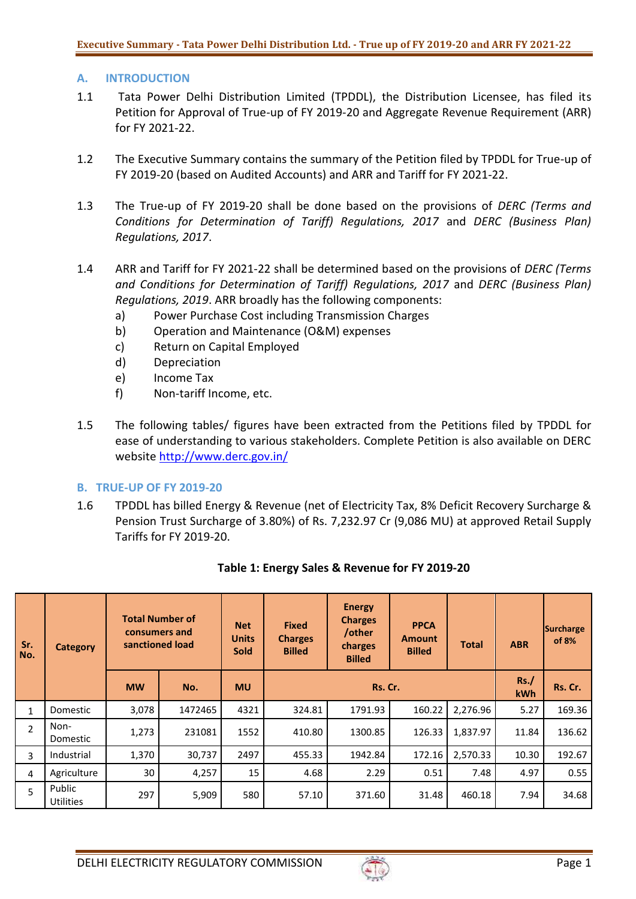## A. INTRODUCTION

1.1 Tata Power Delhi Distribution Limited (TPDDL), the Distribution Licensee, has filed its Petition for Approval of True-up of FY 2019-20 and Aggregate Revenue Requirement (ARR) for FY 2021-22.

1.2 The Executive Summary contains the summary of the Petition filed by TPDDL for True-up of FY 2019-20 (based on Audited Accounts) and ARR and Tariff for FY 2021-22.

1.3 The True-up of FY 2019-20 shall be done based on the provisions of *DERC (Terms and Conditions for Determination of Tariff) Regulations, 2017* and *DERC (Business Plan) Regulations, 2017*.

1.4 ARR and Tariff for FY 2021-22 shall be determined based on the provisions of *DERC (Terms and Conditions for Determination of Tariff) Regulations, 2017* and *DERC (Business Plan) Regulations, 2019*. ARR broadly has the following components:

a) Power Purchase Cost including Transmission Charges
b) Operation and Maintenance (O&M) expenses
c) Return on Capital Employed
d) Depreciation
e) Income Tax
f) Non-tariff Income, etc.

1.5 The following tables/ figures have been extracted from the Petitions filed by TPDDL for ease of understanding to various stakeholders. Complete Petition is also available on DERC website http://www.derc.gov.in/

## B. TRUE-UP OF FY 2019-20

1.6 TPDDL has billed Energy & Revenue (net of Electricity Tax, 8% Deficit Recovery Surcharge & Pension Trust Surcharge of 3.80%) of Rs. 7,232.97 Cr (9,086 MU) at approved Retail Supply Tariffs for FY 2019-20.

**Table 1: Energy Sales & Revenue for FY 2019-20**

| Sr. No. | Category | Total Number of consumers and sanctioned load | | Net Units Sold | Fixed Charges Billed | Energy Charges /other charges Billed | PPCA Amount Billed | Total | ABR | Surcharge of 8% |
|---|---|---|---|---|---|---|---|---|---|---|
| | | MW | No. | MU | Rs. Cr. | | | | Rs./ kWh | Rs. Cr. |
| 1 | Domestic | 3,078 | 1472465 | 4321 | 324.81 | 1791.93 | 160.22 | 2,276.96 | 5.27 | 169.36 |
| 2 | Non-Domestic | 1,273 | 231081 | 1552 | 410.80 | 1300.85 | 126.33 | 1,837.97 | 11.84 | 136.62 |
| 3 | Industrial | 1,370 | 30,737 | 2497 | 455.33 | 1942.84 | 172.16 | 2,570.33 | 10.30 | 192.67 |
| 4 | Agriculture | 30 | 4,257 | 15 | 4.68 | 2.29 | 0.51 | 7.48 | 4.97 | 0.55 |
| 5 | Public Utilities | 297 | 5,909 | 580 | 57.10 | 371.60 | 31.48 | 460.18 | 7.94 | 34.68 |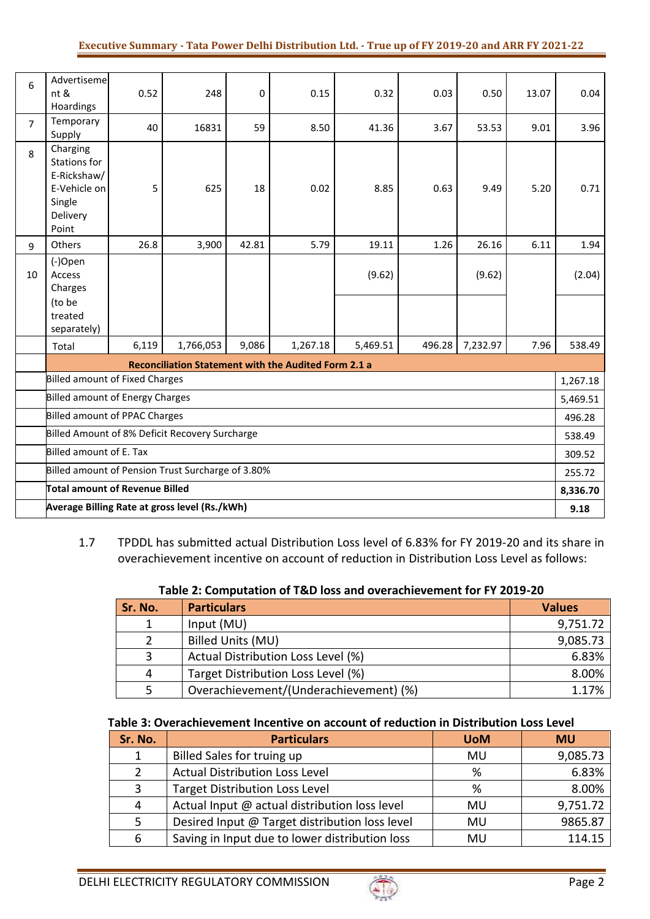| 6 | Advertisement & Hoardings | 0.52 | 248 | 0 | 0.15 | 0.32 | 0.03 | 0.50 | 13.07 | 0.04 |
|---|---|---|---|---|---|---|---|---|---|---|
| 7 | Temporary Supply | 40 | 16831 | 59 | 8.50 | 41.36 | 3.67 | 53.53 | 9.01 | 3.96 |
| 8 | Charging Stations for E-Rickshaw/ E-Vehicle on Single Delivery Point | 5 | 625 | 18 | 0.02 | 8.85 | 0.63 | 9.49 | 5.20 | 0.71 |
| 9 | Others | 26.8 | 3,900 | 42.81 | 5.79 | 19.11 | 1.26 | 26.16 | 6.11 | 1.94 |
| 10 | (-)Open Access Charges (to be treated separately) | | | | | (9.62) | | (9.62) | | (2.04) |
| | Total | 6,119 | 1,766,053 | 9,086 | 1,267.18 | 5,469.51 | 496.28 | 7,232.97 | 7.96 | 538.49 |
| | **Reconciliation Statement with the Audited Form 2.1 a** | | | | | | | | | |
| | Billed amount of Fixed Charges | | | | | | | | | 1,267.18 |
| | Billed amount of Energy Charges | | | | | | | | | 5,469.51 |
| | Billed amount of PPAC Charges | | | | | | | | | 496.28 |
| | Billed Amount of 8% Deficit Recovery Surcharge | | | | | | | | | 538.49 |
| | Billed amount of E. Tax | | | | | | | | | 309.52 |
| | Billed amount of Pension Trust Surcharge of 3.80% | | | | | | | | | 255.72 |
| | **Total amount of Revenue Billed** | | | | | | | | | **8,336.70** |
| | **Average Billing Rate at gross level (Rs./kWh)** | | | | | | | | | **9.18** |

1.7 TPDDL has submitted actual Distribution Loss level of 6.83% for FY 2019-20 and its share in overachievement incentive on account of reduction in Distribution Loss Level as follows:

**Table 2: Computation of T&D loss and overachievement for FY 2019-20**

| Sr. No. | Particulars | Values |
|---|---|---|
| 1 | Input (MU) | 9,751.72 |
| 2 | Billed Units (MU) | 9,085.73 |
| 3 | Actual Distribution Loss Level (%) | 6.83% |
| 4 | Target Distribution Loss Level (%) | 8.00% |
| 5 | Overachievement/(Underachievement) (%) | 1.17% |

**Table 3: Overachievement Incentive on account of reduction in Distribution Loss Level**

| Sr. No. | Particulars | UoM | MU |
|---|---|---|---|
| 1 | Billed Sales for truing up | MU | 9,085.73 |
| 2 | Actual Distribution Loss Level | % | 6.83% |
| 3 | Target Distribution Loss Level | % | 8.00% |
| 4 | Actual Input @ actual distribution loss level | MU | 9,751.72 |
| 5 | Desired Input @ Target distribution loss level | MU | 9865.87 |
| 6 | Saving in Input due to lower distribution loss | MU | 114.15 |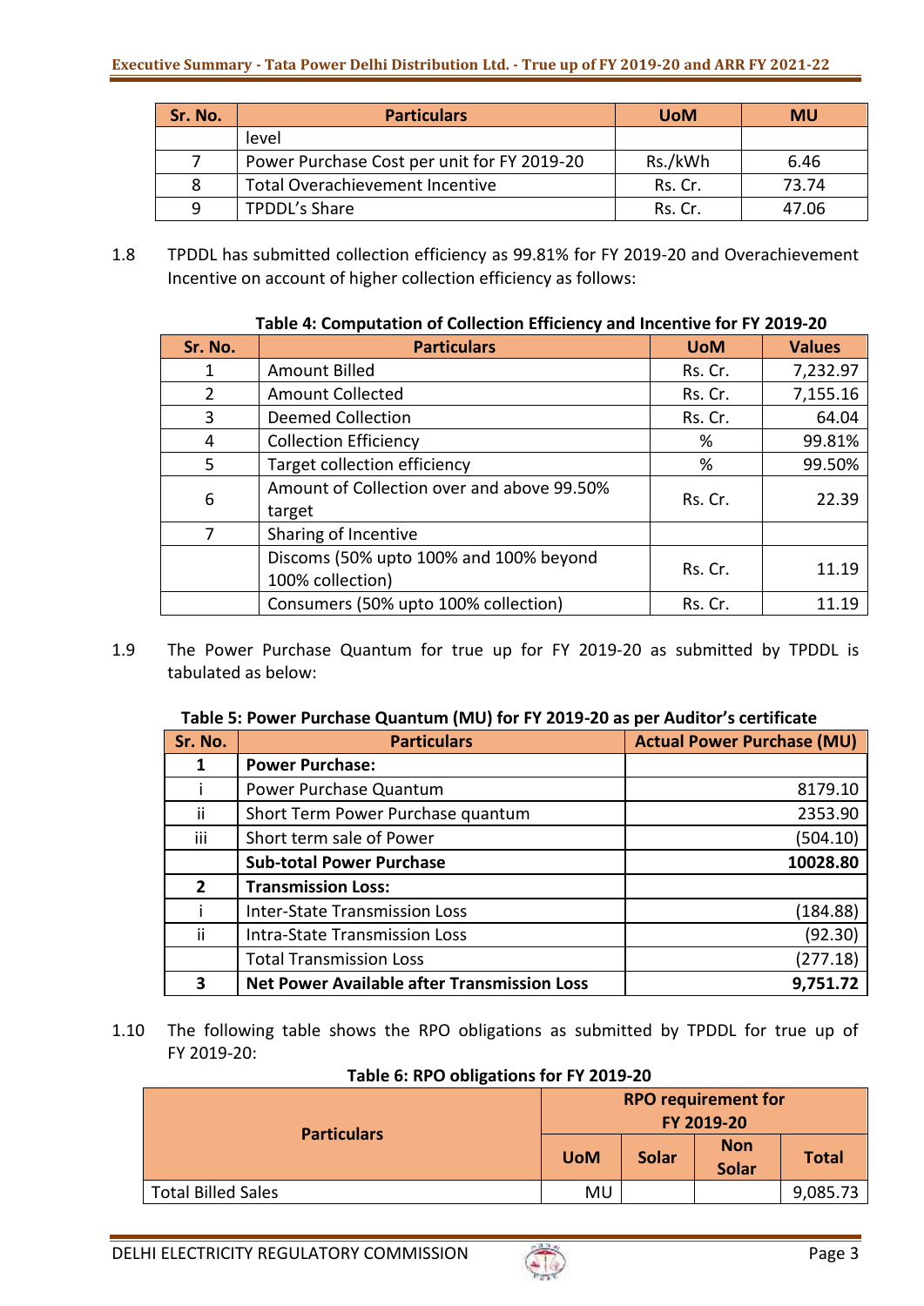| Sr. No. | Particulars | UoM | MU |
|---|---|---|---|
| | level | | |
| 7 | Power Purchase Cost per unit for FY 2019-20 | Rs./kWh | 6.46 |
| 8 | Total Overachievement Incentive | Rs. Cr. | 73.74 |
| 9 | TPDDL's Share | Rs. Cr. | 47.06 |

1.8 TPDDL has submitted collection efficiency as 99.81% for FY 2019-20 and Overachievement Incentive on account of higher collection efficiency as follows:

**Table 4: Computation of Collection Efficiency and Incentive for FY 2019-20**

| Sr. No. | Particulars | UoM | Values |
|---|---|---|---|
| 1 | Amount Billed | Rs. Cr. | 7,232.97 |
| 2 | Amount Collected | Rs. Cr. | 7,155.16 |
| 3 | Deemed Collection | Rs. Cr. | 64.04 |
| 4 | Collection Efficiency | % | 99.81% |
| 5 | Target collection efficiency | % | 99.50% |
| 6 | Amount of Collection over and above 99.50% target | Rs. Cr. | 22.39 |
| 7 | Sharing of Incentive | | |
| | Discoms (50% upto 100% and 100% beyond 100% collection) | Rs. Cr. | 11.19 |
| | Consumers (50% upto 100% collection) | Rs. Cr. | 11.19 |

1.9 The Power Purchase Quantum for true up for FY 2019-20 as submitted by TPDDL is tabulated as below:

**Table 5: Power Purchase Quantum (MU) for FY 2019-20 as per Auditor's certificate**

| Sr. No. | Particulars | Actual Power Purchase (MU) |
|---|---|---|
| **1** | **Power Purchase:** | |
| i | Power Purchase Quantum | 8179.10 |
| ii | Short Term Power Purchase quantum | 2353.90 |
| iii | Short term sale of Power | (504.10) |
| | **Sub-total Power Purchase** | **10028.80** |
| **2** | **Transmission Loss:** | |
| i | Inter-State Transmission Loss | (184.88) |
| ii | Intra-State Transmission Loss | (92.30) |
| | Total Transmission Loss | (277.18) |
| **3** | **Net Power Available after Transmission Loss** | **9,751.72** |

1.10 The following table shows the RPO obligations as submitted by TPDDL for true up of FY 2019-20:

**Table 6: RPO obligations for FY 2019-20**

| Particulars | RPO requirement for FY 2019-20 | | | |
|---|---|---|---|---|
| | UoM | Solar | Non Solar | Total |
| Total Billed Sales | MU | | | 9,085.73 |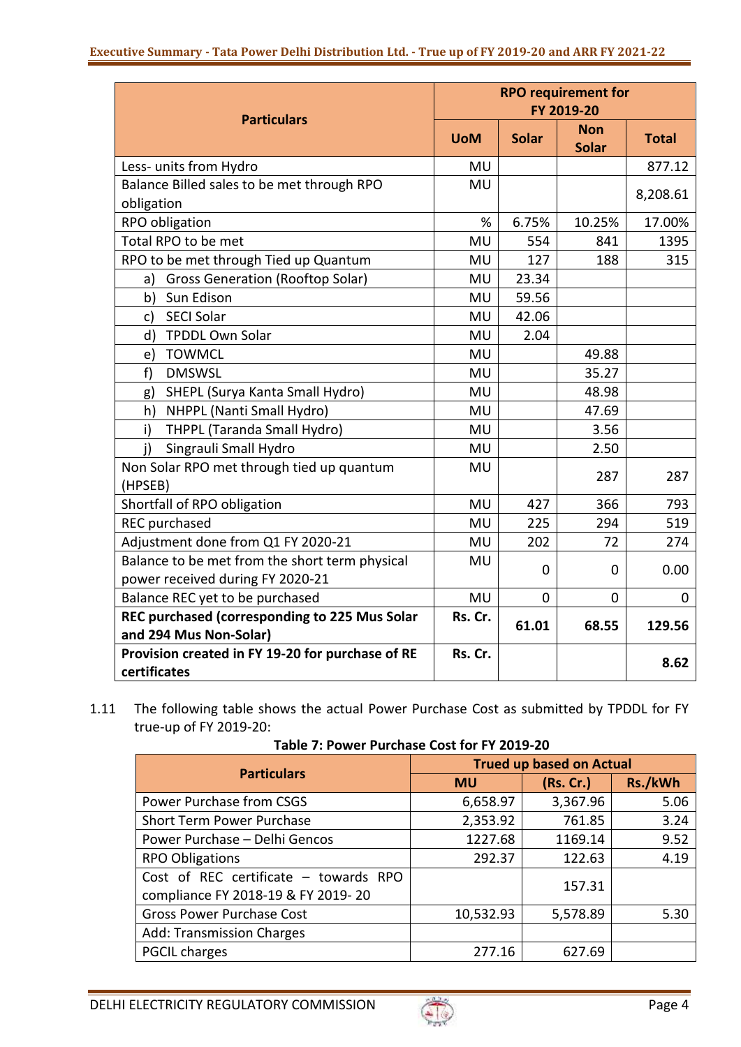| Particulars | RPO requirement for FY 2019-20 | | | |
|---|---|---|---|---|
| | UoM | Solar | Non Solar | Total |
| Less- units from Hydro | MU | | | 877.12 |
| Balance Billed sales to be met through RPO obligation | MU | | | 8,208.61 |
| RPO obligation | % | 6.75% | 10.25% | 17.00% |
| Total RPO to be met | MU | 554 | 841 | 1395 |
| RPO to be met through Tied up Quantum | MU | 127 | 188 | 315 |
| a) Gross Generation (Rooftop Solar) | MU | 23.34 | | |
| b) Sun Edison | MU | 59.56 | | |
| c) SECI Solar | MU | 42.06 | | |
| d) TPDDL Own Solar | MU | 2.04 | | |
| e) TOWMCL | MU | | 49.88 | |
| f) DMSWSL | MU | | 35.27 | |
| g) SHEPL (Surya Kanta Small Hydro) | MU | | 48.98 | |
| h) NHPPL (Nanti Small Hydro) | MU | | 47.69 | |
| i) THPPL (Taranda Small Hydro) | MU | | 3.56 | |
| j) Singrauli Small Hydro | MU | | 2.50 | |
| Non Solar RPO met through tied up quantum (HPSEB) | MU | | 287 | 287 |
| Shortfall of RPO obligation | MU | 427 | 366 | 793 |
| REC purchased | MU | 225 | 294 | 519 |
| Adjustment done from Q1 FY 2020-21 | MU | 202 | 72 | 274 |
| Balance to be met from the short term physical power received during FY 2020-21 | MU | 0 | 0 | 0.00 |
| Balance REC yet to be purchased | MU | 0 | 0 | 0 |
| **REC purchased (corresponding to 225 Mus Solar and 294 Mus Non-Solar)** | **Rs. Cr.** | **61.01** | **68.55** | **129.56** |
| **Provision created in FY 19-20 for purchase of RE certificates** | **Rs. Cr.** | | | **8.62** |

1.11 The following table shows the actual Power Purchase Cost as submitted by TPDDL for FY true-up of FY 2019-20:

**Table 7: Power Purchase Cost for FY 2019-20**

| Particulars | Trued up based on Actual | | |
|---|---|---|---|
| | MU | (Rs. Cr.) | Rs./kWh |
| Power Purchase from CSGS | 6,658.97 | 3,367.96 | 5.06 |
| Short Term Power Purchase | 2,353.92 | 761.85 | 3.24 |
| Power Purchase – Delhi Gencos | 1227.68 | 1169.14 | 9.52 |
| RPO Obligations | 292.37 | 122.63 | 4.19 |
| Cost of REC certificate – towards RPO compliance FY 2018-19 & FY 2019- 20 | | 157.31 | |
| Gross Power Purchase Cost | 10,532.93 | 5,578.89 | 5.30 |
| Add: Transmission Charges | | | |
| PGCIL charges | 277.16 | 627.69 | |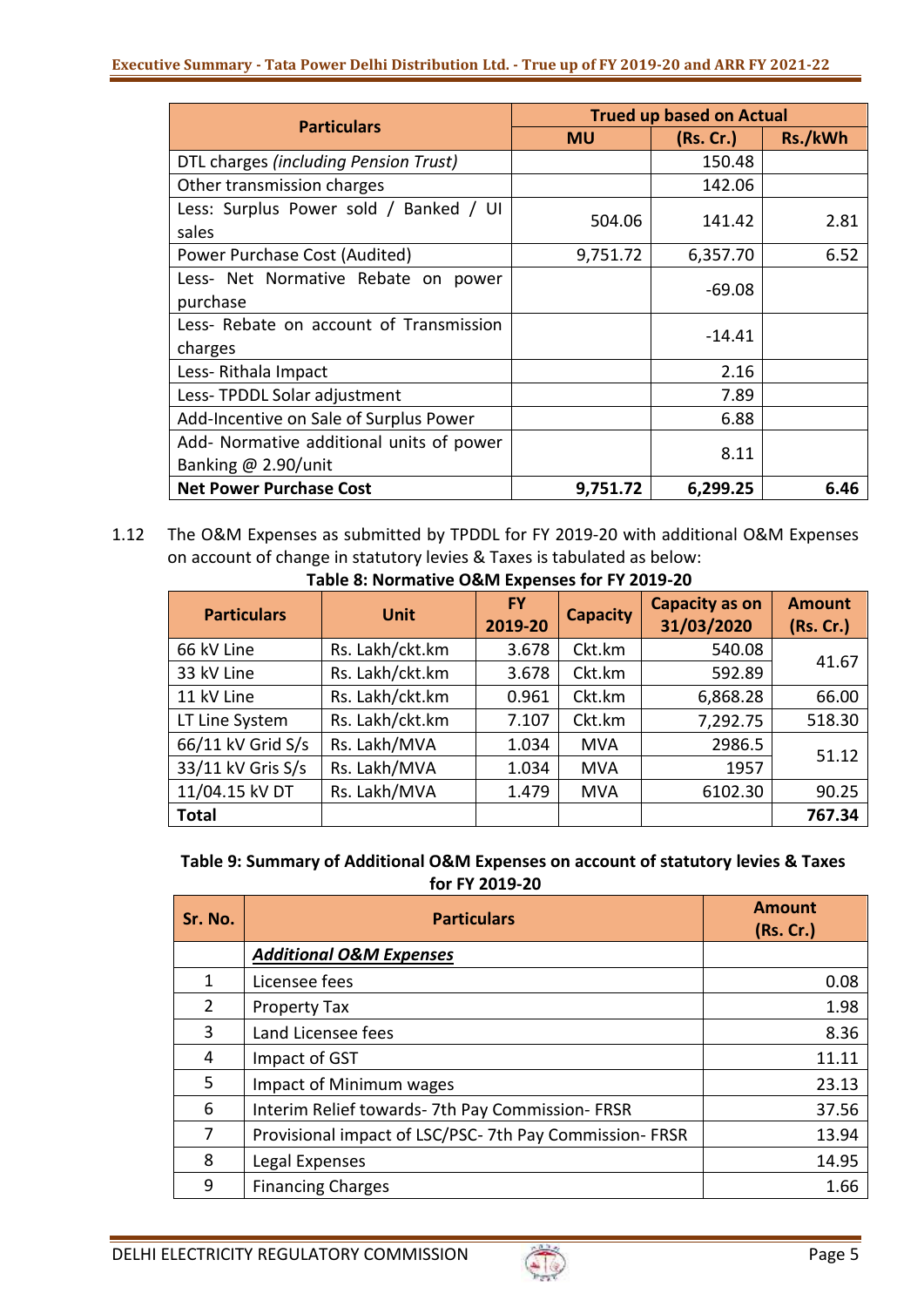| Particulars | Trued up based on Actual | | |
|---|---|---|---|
| | MU | (Rs. Cr.) | Rs./kWh |
| DTL charges *(including Pension Trust)* | | 150.48 | |
| Other transmission charges | | 142.06 | |
| Less: Surplus Power sold / Banked / UI sales | 504.06 | 141.42 | 2.81 |
| Power Purchase Cost (Audited) | 9,751.72 | 6,357.70 | 6.52 |
| Less- Net Normative Rebate on power purchase | | -69.08 | |
| Less- Rebate on account of Transmission charges | | -14.41 | |
| Less- Rithala Impact | | 2.16 | |
| Less- TPDDL Solar adjustment | | 7.89 | |
| Add-Incentive on Sale of Surplus Power | | 6.88 | |
| Add- Normative additional units of power Banking @ 2.90/unit | | 8.11 | |
| **Net Power Purchase Cost** | **9,751.72** | **6,299.25** | **6.46** |

1.12 The O&M Expenses as submitted by TPDDL for FY 2019-20 with additional O&M Expenses on account of change in statutory levies & Taxes is tabulated as below:

**Table 8: Normative O&M Expenses for FY 2019-20**

| Particulars | Unit | FY 2019-20 | Capacity | Capacity as on 31/03/2020 | Amount (Rs. Cr.) |
|---|---|---|---|---|---|
| 66 kV Line | Rs. Lakh/ckt.km | 3.678 | Ckt.km | 540.08 | 41.67 |
| 33 kV Line | Rs. Lakh/ckt.km | 3.678 | Ckt.km | 592.89 | |
| 11 kV Line | Rs. Lakh/ckt.km | 0.961 | Ckt.km | 6,868.28 | 66.00 |
| LT Line System | Rs. Lakh/ckt.km | 7.107 | Ckt.km | 7,292.75 | 518.30 |
| 66/11 kV Grid S/s | Rs. Lakh/MVA | 1.034 | MVA | 2986.5 | 51.12 |
| 33/11 kV Gris S/s | Rs. Lakh/MVA | 1.034 | MVA | 1957 | |
| 11/04.15 kV DT | Rs. Lakh/MVA | 1.479 | MVA | 6102.30 | 90.25 |
| **Total** | | | | | **767.34** |

**Table 9: Summary of Additional O&M Expenses on account of statutory levies & Taxes for FY 2019-20**

| Sr. No. | Particulars | Amount (Rs. Cr.) |
|---|---|---|
| | ***Additional O&M Expenses*** | |
| 1 | Licensee fees | 0.08 |
| 2 | Property Tax | 1.98 |
| 3 | Land Licensee fees | 8.36 |
| 4 | Impact of GST | 11.11 |
| 5 | Impact of Minimum wages | 23.13 |
| 6 | Interim Relief towards- 7th Pay Commission- FRSR | 37.56 |
| 7 | Provisional impact of LSC/PSC- 7th Pay Commission- FRSR | 13.94 |
| 8 | Legal Expenses | 14.95 |
| 9 | Financing Charges | 1.66 |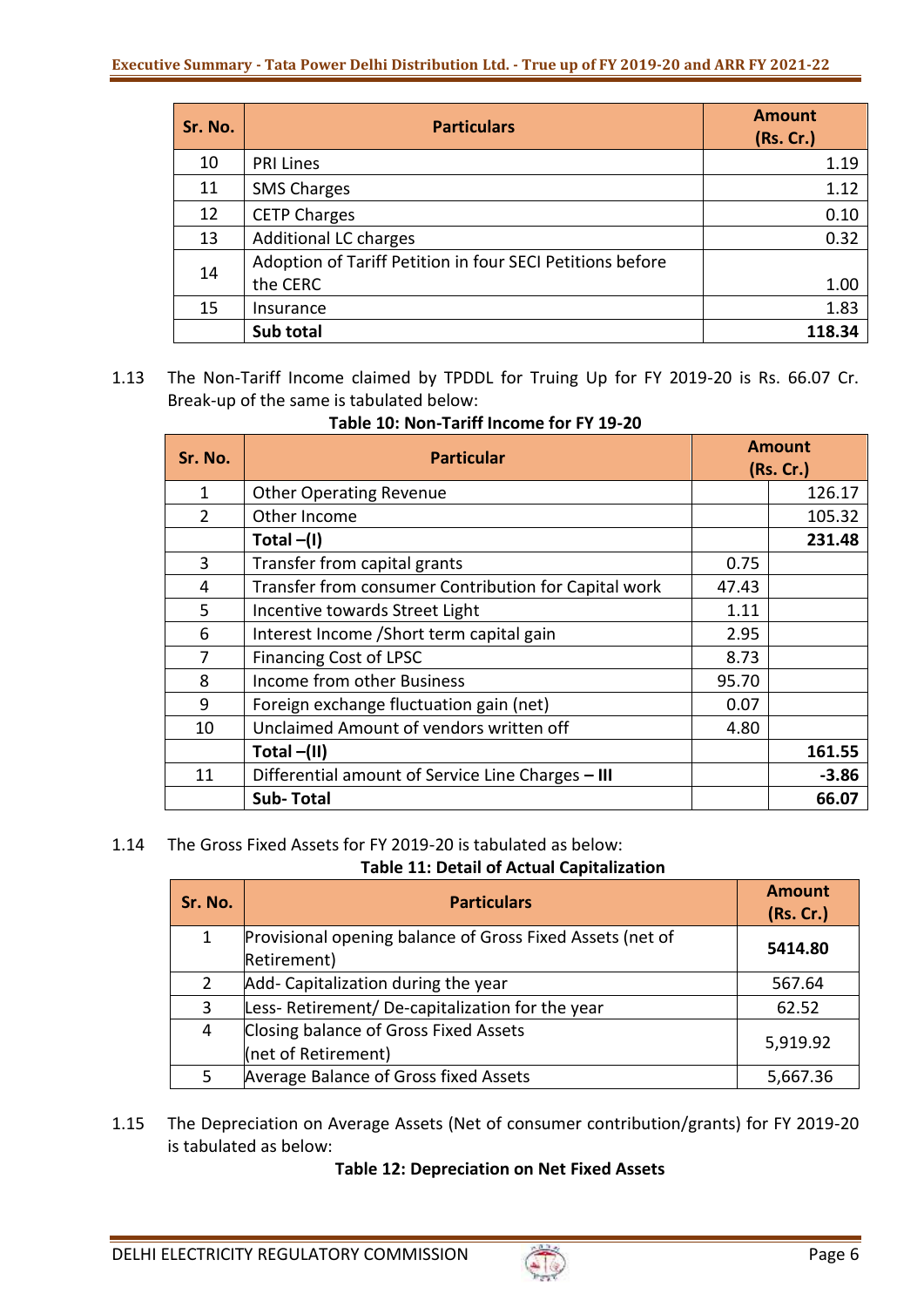| Sr. No. | Particulars | Amount (Rs. Cr.) |
|---|---|---|
| 10 | PRI Lines | 1.19 |
| 11 | SMS Charges | 1.12 |
| 12 | CETP Charges | 0.10 |
| 13 | Additional LC charges | 0.32 |
| 14 | Adoption of Tariff Petition in four SECI Petitions before the CERC | 1.00 |
| 15 | Insurance | 1.83 |
| | **Sub total** | **118.34** |

1.13 The Non-Tariff Income claimed by TPDDL for Truing Up for FY 2019-20 is Rs. 66.07 Cr. Break-up of the same is tabulated below:

**Table 10: Non-Tariff Income for FY 19-20**

| Sr. No. | Particular | Amount (Rs. Cr.) | |
|---|---|---|---|
| 1 | Other Operating Revenue | | 126.17 |
| 2 | Other Income | | 105.32 |
| | **Total –(I)** | | **231.48** |
| 3 | Transfer from capital grants | 0.75 | |
| 4 | Transfer from consumer Contribution for Capital work | 47.43 | |
| 5 | Incentive towards Street Light | 1.11 | |
| 6 | Interest Income /Short term capital gain | 2.95 | |
| 7 | Financing Cost of LPSC | 8.73 | |
| 8 | Income from other Business | 95.70 | |
| 9 | Foreign exchange fluctuation gain (net) | 0.07 | |
| 10 | Unclaimed Amount of vendors written off | 4.80 | |
| | **Total –(II)** | | **161.55** |
| 11 | Differential amount of Service Line Charges **– III** | | **-3.86** |
| | **Sub- Total** | | **66.07** |

1.14 The Gross Fixed Assets for FY 2019-20 is tabulated as below:

**Table 11: Detail of Actual Capitalization**

| Sr. No. | Particulars | Amount (Rs. Cr.) |
|---|---|---|
| 1 | Provisional opening balance of Gross Fixed Assets (net of Retirement) | **5414.80** |
| 2 | Add- Capitalization during the year | 567.64 |
| 3 | Less- Retirement/ De-capitalization for the year | 62.52 |
| 4 | Closing balance of Gross Fixed Assets (net of Retirement) | 5,919.92 |
| 5 | Average Balance of Gross fixed Assets | 5,667.36 |

1.15 The Depreciation on Average Assets (Net of consumer contribution/grants) for FY 2019-20 is tabulated as below:

**Table 12: Depreciation on Net Fixed Assets**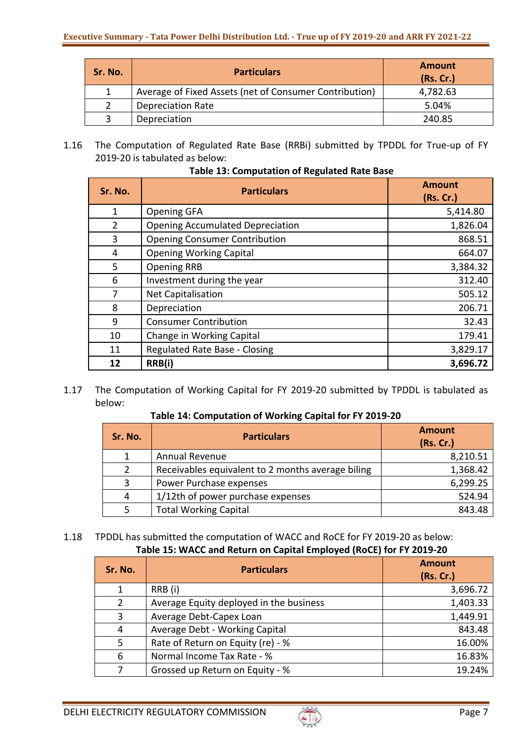| Sr. No. | Particulars | Amount (Rs. Cr.) |
|---|---|---|
| 1 | Average of Fixed Assets (net of Consumer Contribution) | 4,782.63 |
| 2 | Depreciation Rate | 5.04% |
| 3 | Depreciation | 240.85 |

1.16 The Computation of Regulated Rate Base (RRBi) submitted by TPDDL for True-up of FY 2019-20 is tabulated as below:

**Table 13: Computation of Regulated Rate Base**

| Sr. No. | Particulars | Amount (Rs. Cr.) |
|---|---|---|
| 1 | Opening GFA | 5,414.80 |
| 2 | Opening Accumulated Depreciation | 1,826.04 |
| 3 | Opening Consumer Contribution | 868.51 |
| 4 | Opening Working Capital | 664.07 |
| 5 | Opening RRB | 3,384.32 |
| 6 | Investment during the year | 312.40 |
| 7 | Net Capitalisation | 505.12 |
| 8 | Depreciation | 206.71 |
| 9 | Consumer Contribution | 32.43 |
| 10 | Change in Working Capital | 179.41 |
| 11 | Regulated Rate Base - Closing | 3,829.17 |
| **12** | **RRB(i)** | **3,696.72** |

1.17 The Computation of Working Capital for FY 2019-20 submitted by TPDDL is tabulated as below:

**Table 14: Computation of Working Capital for FY 2019-20**

| Sr. No. | Particulars | Amount (Rs. Cr.) |
|---|---|---|
| 1 | Annual Revenue | 8,210.51 |
| 2 | Receivables equivalent to 2 months average biling | 1,368.42 |
| 3 | Power Purchase expenses | 6,299.25 |
| 4 | 1/12th of power purchase expenses | 524.94 |
| 5 | Total Working Capital | 843.48 |

1.18 TPDDL has submitted the computation of WACC and RoCE for FY 2019-20 as below:

**Table 15: WACC and Return on Capital Employed (RoCE) for FY 2019-20**

| Sr. No. | Particulars | Amount (Rs. Cr.) |
|---|---|---|
| 1 | RRB (i) | 3,696.72 |
| 2 | Average Equity deployed in the business | 1,403.33 |
| 3 | Average Debt-Capex Loan | 1,449.91 |
| 4 | Average Debt - Working Capital | 843.48 |
| 5 | Rate of Return on Equity (re) - % | 16.00% |
| 6 | Normal Income Tax Rate - % | 16.83% |
| 7 | Grossed up Return on Equity - % | 19.24% |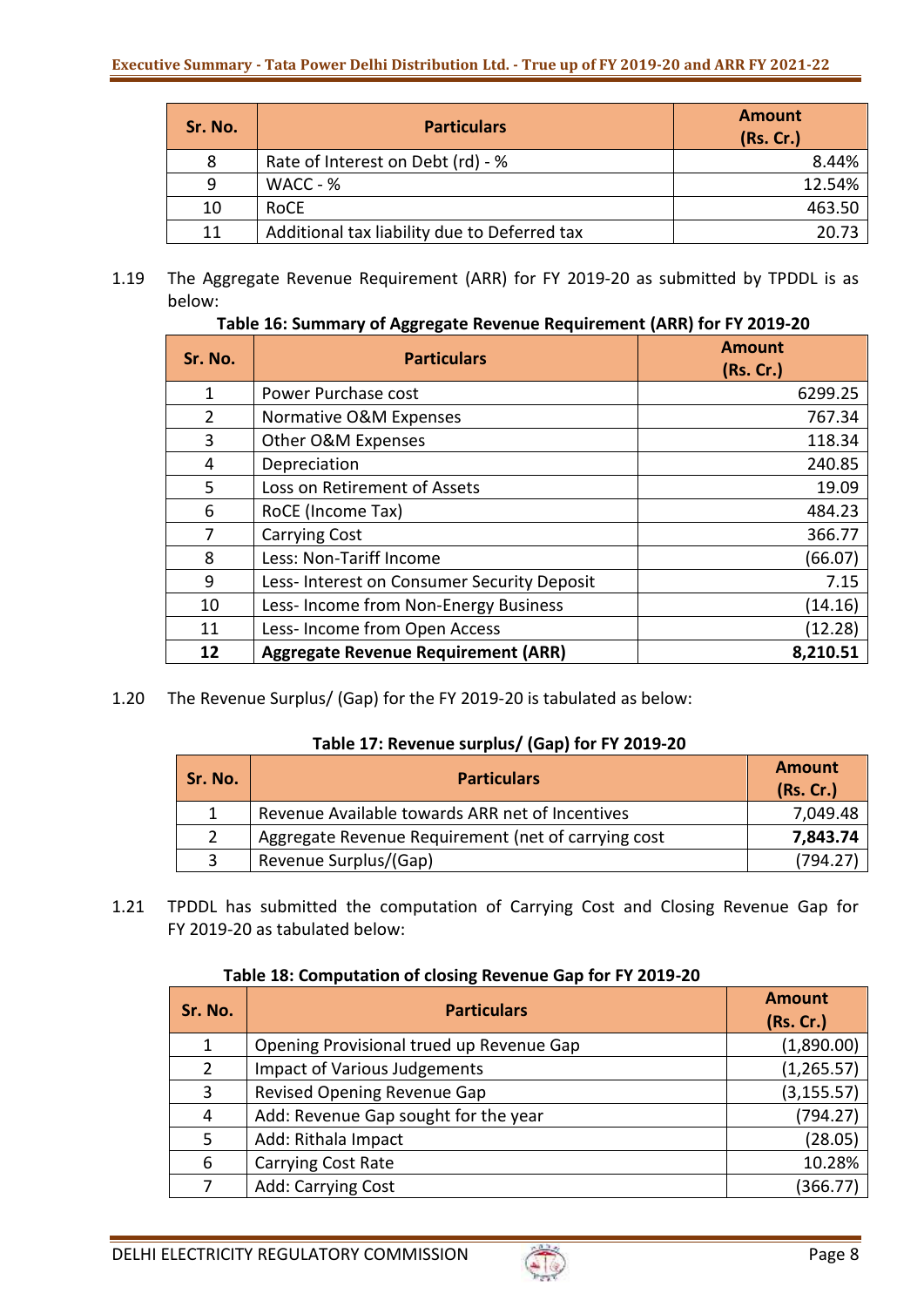| Sr. No. | Particulars | Amount (Rs. Cr.) |
|---|---|---|
| 8 | Rate of Interest on Debt (rd) - % | 8.44% |
| 9 | WACC - % | 12.54% |
| 10 | RoCE | 463.50 |
| 11 | Additional tax liability due to Deferred tax | 20.73 |

1.19 The Aggregate Revenue Requirement (ARR) for FY 2019-20 as submitted by TPDDL is as below:

**Table 16: Summary of Aggregate Revenue Requirement (ARR) for FY 2019-20**

| Sr. No. | Particulars | Amount (Rs. Cr.) |
|---|---|---|
| 1 | Power Purchase cost | 6299.25 |
| 2 | Normative O&M Expenses | 767.34 |
| 3 | Other O&M Expenses | 118.34 |
| 4 | Depreciation | 240.85 |
| 5 | Loss on Retirement of Assets | 19.09 |
| 6 | RoCE (Income Tax) | 484.23 |
| 7 | Carrying Cost | 366.77 |
| 8 | Less: Non-Tariff Income | (66.07) |
| 9 | Less- Interest on Consumer Security Deposit | 7.15 |
| 10 | Less- Income from Non-Energy Business | (14.16) |
| 11 | Less- Income from Open Access | (12.28) |
| **12** | **Aggregate Revenue Requirement (ARR)** | **8,210.51** |

1.20 The Revenue Surplus/ (Gap) for the FY 2019-20 is tabulated as below:

**Table 17: Revenue surplus/ (Gap) for FY 2019-20**

| Sr. No. | Particulars | Amount (Rs. Cr.) |
|---|---|---|
| 1 | Revenue Available towards ARR net of Incentives | 7,049.48 |
| 2 | Aggregate Revenue Requirement (net of carrying cost | **7,843.74** |
| 3 | Revenue Surplus/(Gap) | (794.27) |

1.21 TPDDL has submitted the computation of Carrying Cost and Closing Revenue Gap for FY 2019-20 as tabulated below:

**Table 18: Computation of closing Revenue Gap for FY 2019-20**

| Sr. No. | Particulars | Amount (Rs. Cr.) |
|---|---|---|
| 1 | Opening Provisional trued up Revenue Gap | (1,890.00) |
| 2 | Impact of Various Judgements | (1,265.57) |
| 3 | Revised Opening Revenue Gap | (3,155.57) |
| 4 | Add: Revenue Gap sought for the year | (794.27) |
| 5 | Add: Rithala Impact | (28.05) |
| 6 | Carrying Cost Rate | 10.28% |
| 7 | Add: Carrying Cost | (366.77) |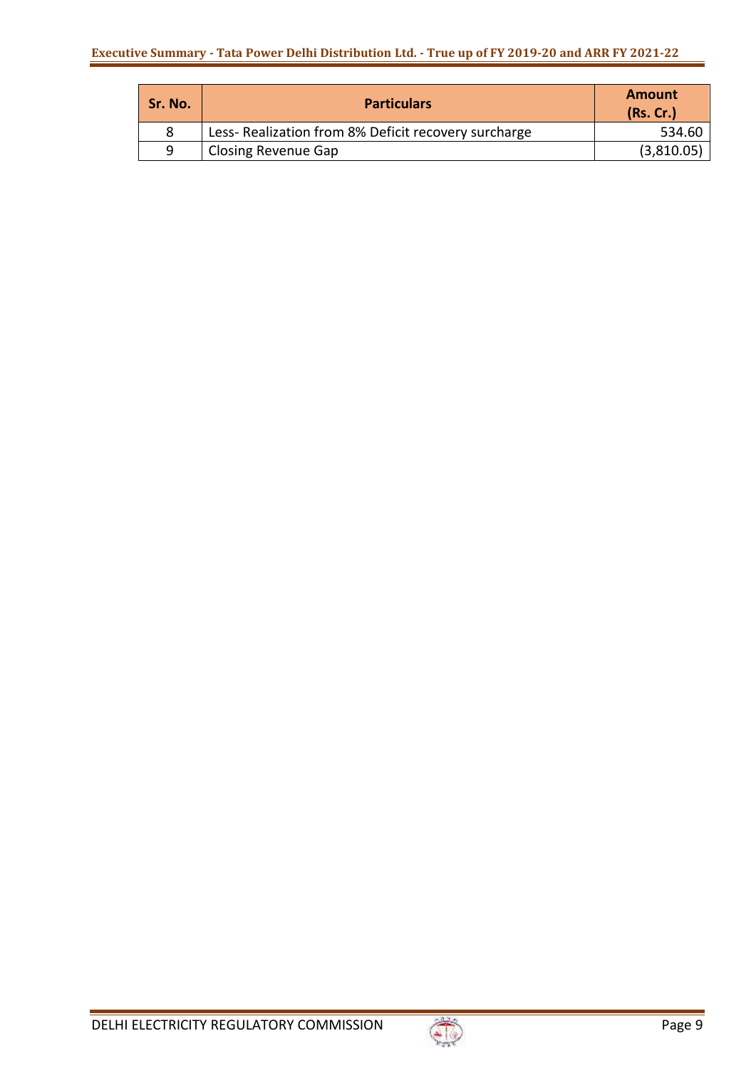| Sr. No. | Particulars | Amount (Rs. Cr.) |
|---|---|---|
| 8 | Less- Realization from 8% Deficit recovery surcharge | 534.60 |
| 9 | Closing Revenue Gap | (3,810.05) |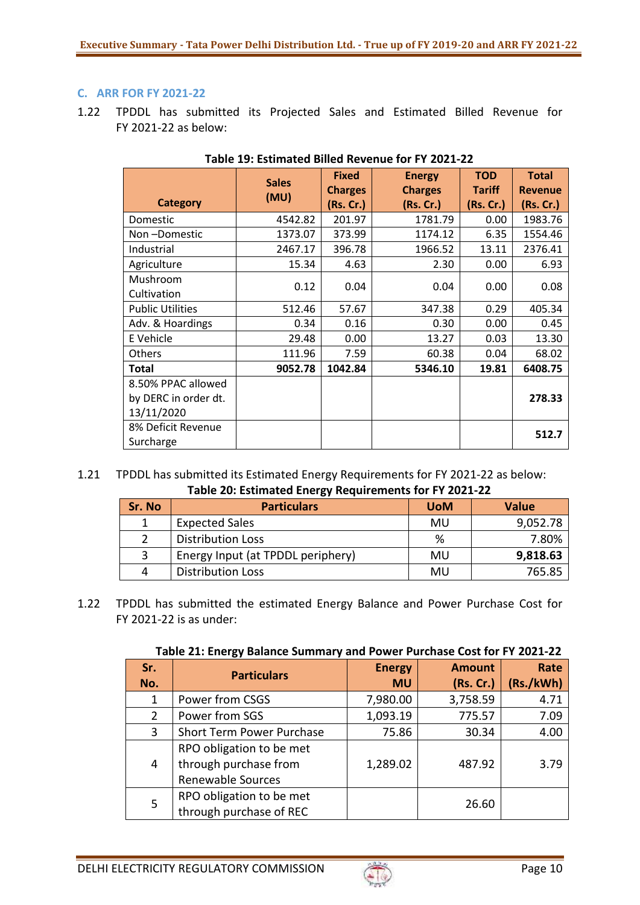### C. ARR FOR FY 2021-22

1.22 TPDDL has submitted its Projected Sales and Estimated Billed Revenue for FY 2021-22 as below:

**Table 19: Estimated Billed Revenue for FY 2021-22**

| Category | Sales (MU) | Fixed Charges (Rs. Cr.) | Energy Charges (Rs. Cr.) | TOD Tariff (Rs. Cr.) | Total Revenue (Rs. Cr.) |
|---|---|---|---|---|---|
| Domestic | 4542.82 | 201.97 | 1781.79 | 0.00 | 1983.76 |
| Non –Domestic | 1373.07 | 373.99 | 1174.12 | 6.35 | 1554.46 |
| Industrial | 2467.17 | 396.78 | 1966.52 | 13.11 | 2376.41 |
| Agriculture | 15.34 | 4.63 | 2.30 | 0.00 | 6.93 |
| Mushroom Cultivation | 0.12 | 0.04 | 0.04 | 0.00 | 0.08 |
| Public Utilities | 512.46 | 57.67 | 347.38 | 0.29 | 405.34 |
| Adv. & Hoardings | 0.34 | 0.16 | 0.30 | 0.00 | 0.45 |
| E Vehicle | 29.48 | 0.00 | 13.27 | 0.03 | 13.30 |
| Others | 111.96 | 7.59 | 60.38 | 0.04 | 68.02 |
| **Total** | **9052.78** | **1042.84** | **5346.10** | **19.81** | **6408.75** |
| 8.50% PPAC allowed by DERC in order dt. 13/11/2020 | | | | | **278.33** |
| 8% Deficit Revenue Surcharge | | | | | **512.7** |

1.21 TPDDL has submitted its Estimated Energy Requirements for FY 2021-22 as below:

**Table 20: Estimated Energy Requirements for FY 2021-22**

| Sr. No | Particulars | UoM | Value |
|---|---|---|---|
| 1 | Expected Sales | MU | 9,052.78 |
| 2 | Distribution Loss | % | 7.80% |
| 3 | Energy Input (at TPDDL periphery) | MU | **9,818.63** |
| 4 | Distribution Loss | MU | 765.85 |

1.22 TPDDL has submitted the estimated Energy Balance and Power Purchase Cost for FY 2021-22 is as under:

**Table 21: Energy Balance Summary and Power Purchase Cost for FY 2021-22**

| Sr. No. | Particulars | Energy MU | Amount (Rs. Cr.) | Rate (Rs./kWh) |
|---|---|---|---|---|
| 1 | Power from CSGS | 7,980.00 | 3,758.59 | 4.71 |
| 2 | Power from SGS | 1,093.19 | 775.57 | 7.09 |
| 3 | Short Term Power Purchase | 75.86 | 30.34 | 4.00 |
| 4 | RPO obligation to be met through purchase from Renewable Sources | 1,289.02 | 487.92 | 3.79 |
| 5 | RPO obligation to be met through purchase of REC | | 26.60 | |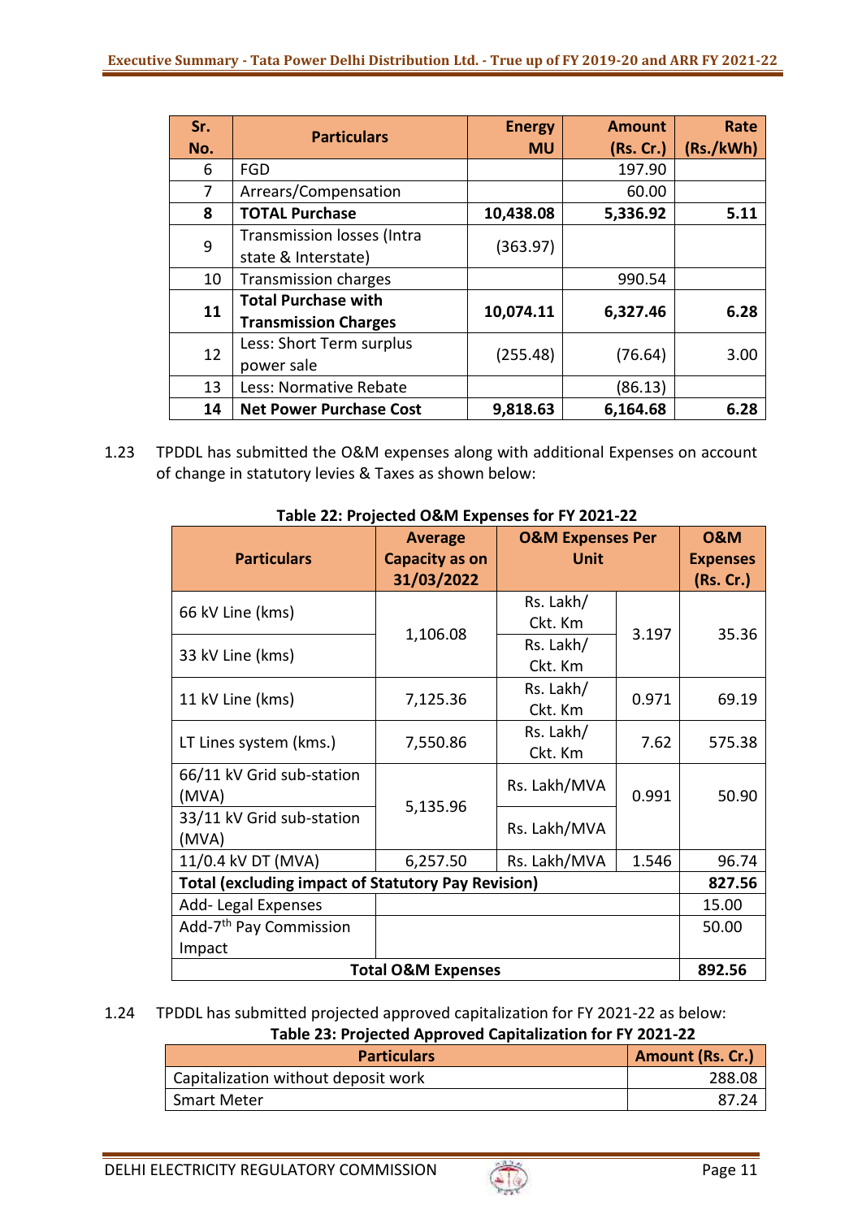| Sr. No. | Particulars | Energy MU | Amount (Rs. Cr.) | Rate (Rs./kWh) |
|---|---|---|---|---|
| 6 | FGD | | 197.90 | |
| 7 | Arrears/Compensation | | 60.00 | |
| **8** | **TOTAL Purchase** | **10,438.08** | **5,336.92** | **5.11** |
| 9 | Transmission losses (Intra state & Interstate) | (363.97) | | |
| 10 | Transmission charges | | 990.54 | |
| **11** | **Total Purchase with Transmission Charges** | **10,074.11** | **6,327.46** | **6.28** |
| 12 | Less: Short Term surplus power sale | (255.48) | (76.64) | 3.00 |
| 13 | Less: Normative Rebate | | (86.13) | |
| **14** | **Net Power Purchase Cost** | **9,818.63** | **6,164.68** | **6.28** |

1.23 TPDDL has submitted the O&M expenses along with additional Expenses on account of change in statutory levies & Taxes as shown below:

**Table 22: Projected O&M Expenses for FY 2021-22**

| Particulars | Average Capacity as on 31/03/2022 | O&M Expenses Per Unit | | O&M Expenses (Rs. Cr.) |
|---|---|---|---|---|
| 66 kV Line (kms) | 1,106.08 | Rs. Lakh/ Ckt. Km | 3.197 | 35.36 |
| 33 kV Line (kms) | | Rs. Lakh/ Ckt. Km | | |
| 11 kV Line (kms) | 7,125.36 | Rs. Lakh/ Ckt. Km | 0.971 | 69.19 |
| LT Lines system (kms.) | 7,550.86 | Rs. Lakh/ Ckt. Km | 7.62 | 575.38 |
| 66/11 kV Grid sub-station (MVA) | 5,135.96 | Rs. Lakh/MVA | 0.991 | 50.90 |
| 33/11 kV Grid sub-station (MVA) | | Rs. Lakh/MVA | | |
| 11/0.4 kV DT (MVA) | 6,257.50 | Rs. Lakh/MVA | 1.546 | 96.74 |
| **Total (excluding impact of Statutory Pay Revision)** | | | | **827.56** |
| Add- Legal Expenses | | | | 15.00 |
| Add-7th Pay Commission Impact | | | | 50.00 |
| **Total O&M Expenses** | | | | **892.56** |

1.24 TPDDL has submitted projected approved capitalization for FY 2021-22 as below:

**Table 23: Projected Approved Capitalization for FY 2021-22**

| Particulars | Amount (Rs. Cr.) |
|---|---|
| Capitalization without deposit work | 288.08 |
| Smart Meter | 87.24 |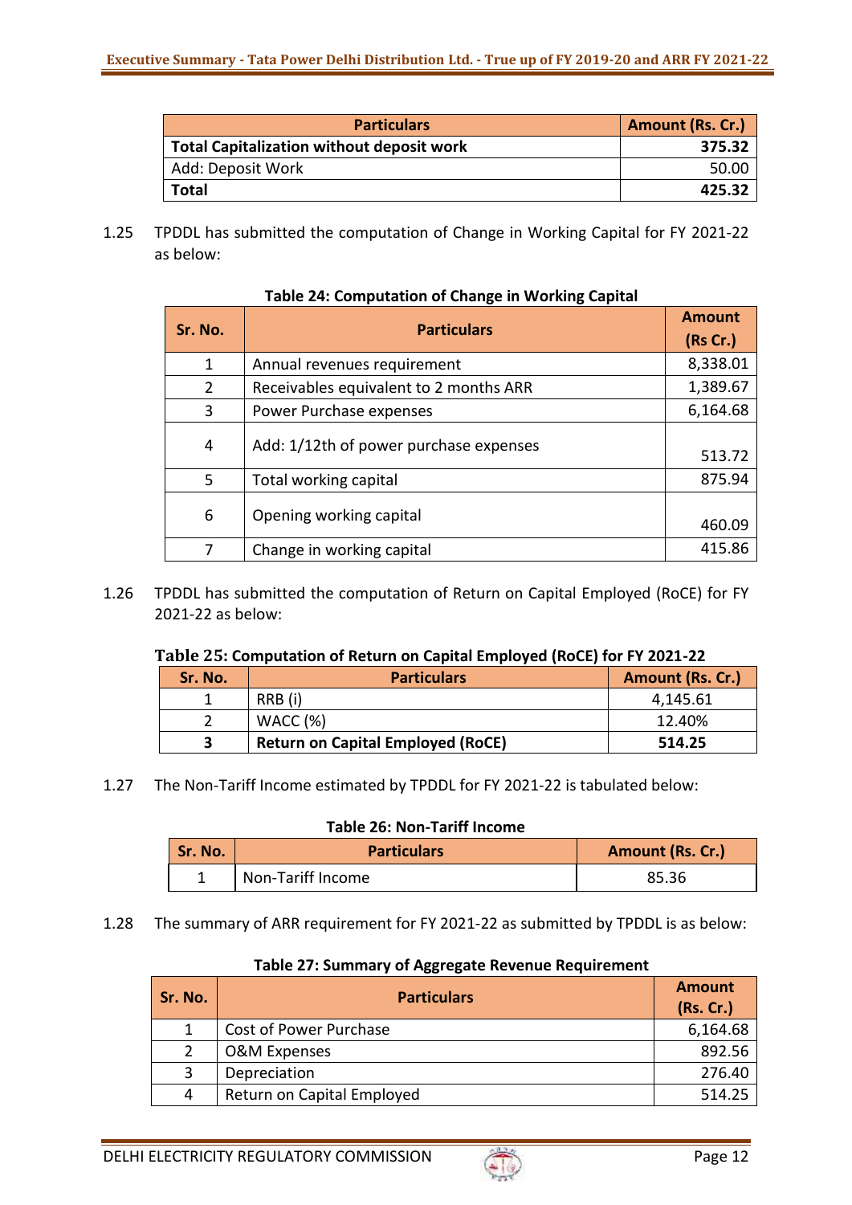| Particulars | Amount (Rs. Cr.) |
|---|---|
| **Total Capitalization without deposit work** | **375.32** |
| Add: Deposit Work | 50.00 |
| **Total** | **425.32** |

1.25 TPDDL has submitted the computation of Change in Working Capital for FY 2021-22 as below:

**Table 24: Computation of Change in Working Capital**

| Sr. No. | Particulars | Amount (Rs Cr.) |
|---|---|---|
| 1 | Annual revenues requirement | 8,338.01 |
| 2 | Receivables equivalent to 2 months ARR | 1,389.67 |
| 3 | Power Purchase expenses | 6,164.68 |
| 4 | Add: 1/12th of power purchase expenses | 513.72 |
| 5 | Total working capital | 875.94 |
| 6 | Opening working capital | 460.09 |
| 7 | Change in working capital | 415.86 |

1.26 TPDDL has submitted the computation of Return on Capital Employed (RoCE) for FY 2021-22 as below:

**Table 25: Computation of Return on Capital Employed (RoCE) for FY 2021-22**

| Sr. No. | Particulars | Amount (Rs. Cr.) |
|---|---|---|
| 1 | RRB (i) | 4,145.61 |
| 2 | WACC (%) | 12.40% |
| **3** | **Return on Capital Employed (RoCE)** | **514.25** |

1.27 The Non-Tariff Income estimated by TPDDL for FY 2021-22 is tabulated below:

**Table 26: Non-Tariff Income**

| Sr. No. | Particulars | Amount (Rs. Cr.) |
|---|---|---|
| 1 | Non-Tariff Income | 85.36 |

1.28 The summary of ARR requirement for FY 2021-22 as submitted by TPDDL is as below:

**Table 27: Summary of Aggregate Revenue Requirement**

| Sr. No. | Particulars | Amount (Rs. Cr.) |
|---|---|---|
| 1 | Cost of Power Purchase | 6,164.68 |
| 2 | O&M Expenses | 892.56 |
| 3 | Depreciation | 276.40 |
| 4 | Return on Capital Employed | 514.25 |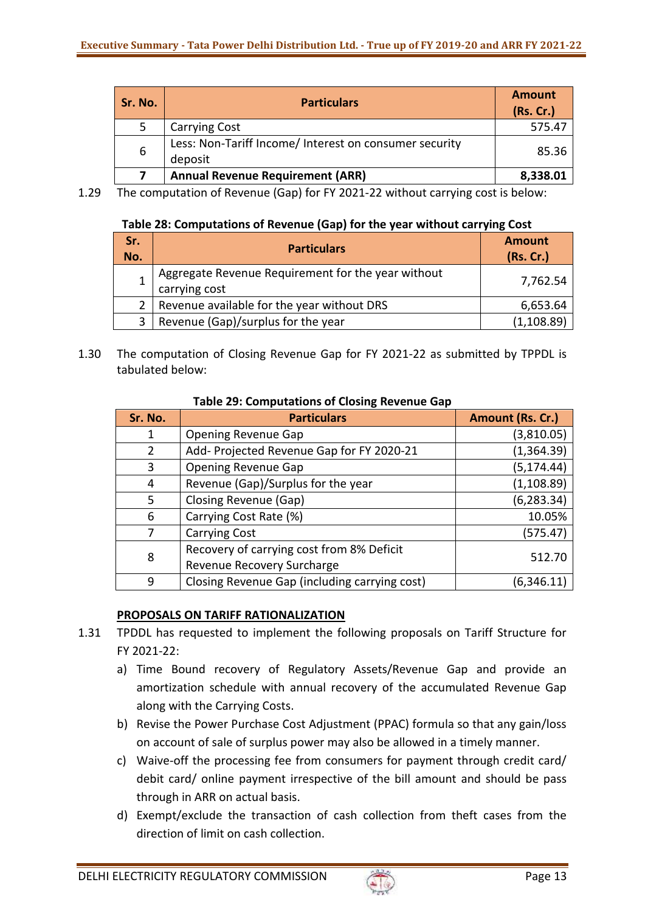| Sr. No. | Particulars | Amount (Rs. Cr.) |
|---|---|---|
| 5 | Carrying Cost | 575.47 |
| 6 | Less: Non-Tariff Income/ Interest on consumer security deposit | 85.36 |
| **7** | **Annual Revenue Requirement (ARR)** | **8,338.01** |

1.29 The computation of Revenue (Gap) for FY 2021-22 without carrying cost is below:

**Table 28: Computations of Revenue (Gap) for the year without carrying Cost**

| Sr. No. | Particulars | Amount (Rs. Cr.) |
|---|---|---|
| 1 | Aggregate Revenue Requirement for the year without carrying cost | 7,762.54 |
| 2 | Revenue available for the year without DRS | 6,653.64 |
| 3 | Revenue (Gap)/surplus for the year | (1,108.89) |

1.30 The computation of Closing Revenue Gap for FY 2021-22 as submitted by TPPDL is tabulated below:

**Table 29: Computations of Closing Revenue Gap**

| Sr. No. | Particulars | Amount (Rs. Cr.) |
|---|---|---|
| 1 | Opening Revenue Gap | (3,810.05) |
| 2 | Add- Projected Revenue Gap for FY 2020-21 | (1,364.39) |
| 3 | Opening Revenue Gap | (5,174.44) |
| 4 | Revenue (Gap)/Surplus for the year | (1,108.89) |
| 5 | Closing Revenue (Gap) | (6,283.34) |
| 6 | Carrying Cost Rate (%) | 10.05% |
| 7 | Carrying Cost | (575.47) |
| 8 | Recovery of carrying cost from 8% Deficit Revenue Recovery Surcharge | 512.70 |
| 9 | Closing Revenue Gap (including carrying cost) | (6,346.11) |

**PROPOSALS ON TARIFF RATIONALIZATION**

1.31 TPDDL has requested to implement the following proposals on Tariff Structure for FY 2021-22:

a) Time Bound recovery of Regulatory Assets/Revenue Gap and provide an amortization schedule with annual recovery of the accumulated Revenue Gap along with the Carrying Costs.

b) Revise the Power Purchase Cost Adjustment (PPAC) formula so that any gain/loss on account of sale of surplus power may also be allowed in a timely manner.

c) Waive-off the processing fee from consumers for payment through credit card/ debit card/ online payment irrespective of the bill amount and should be pass through in ARR on actual basis.

d) Exempt/exclude the transaction of cash collection from theft cases from the direction of limit on cash collection.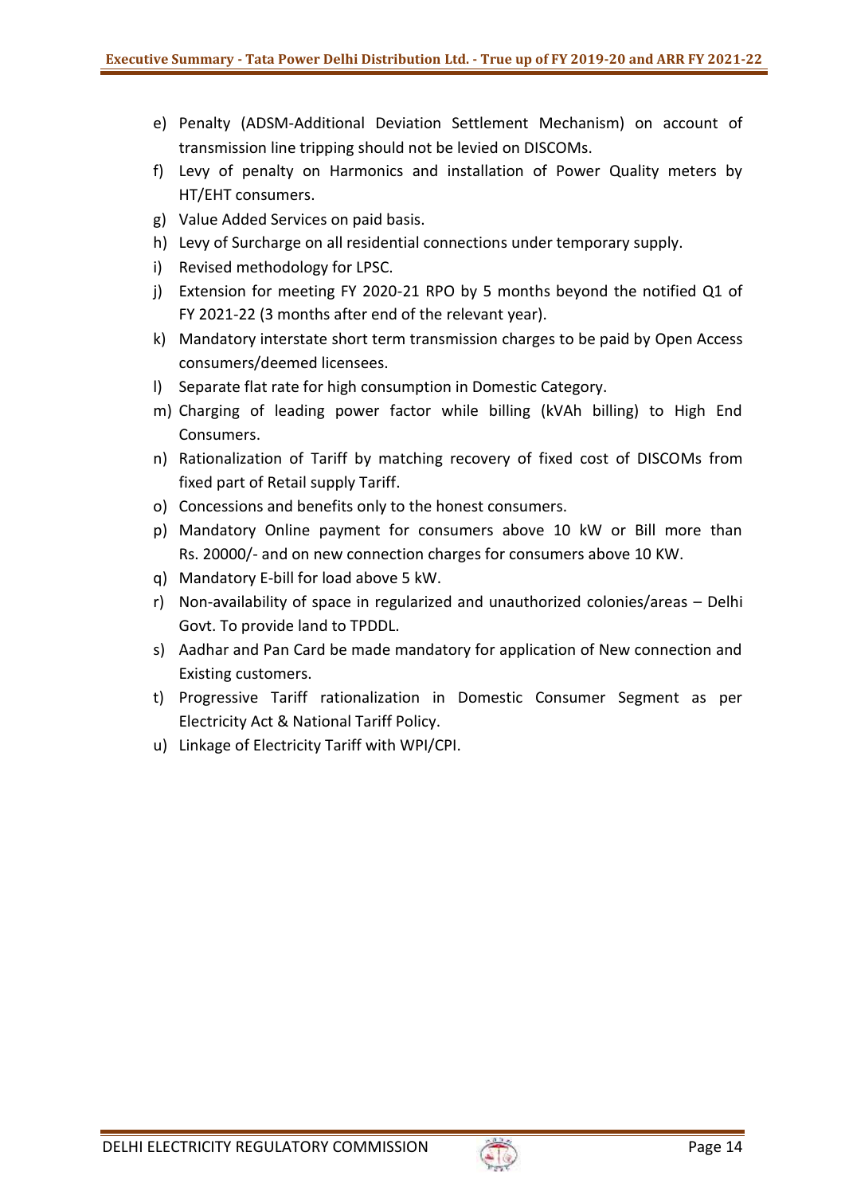e) Penalty (ADSM-Additional Deviation Settlement Mechanism) on account of transmission line tripping should not be levied on DISCOMs.
f) Levy of penalty on Harmonics and installation of Power Quality meters by HT/EHT consumers.
g) Value Added Services on paid basis.
h) Levy of Surcharge on all residential connections under temporary supply.
i) Revised methodology for LPSC.
j) Extension for meeting FY 2020-21 RPO by 5 months beyond the notified Q1 of FY 2021-22 (3 months after end of the relevant year).
k) Mandatory interstate short term transmission charges to be paid by Open Access consumers/deemed licensees.
l) Separate flat rate for high consumption in Domestic Category.
m) Charging of leading power factor while billing (kVAh billing) to High End Consumers.
n) Rationalization of Tariff by matching recovery of fixed cost of DISCOMs from fixed part of Retail supply Tariff.
o) Concessions and benefits only to the honest consumers.
p) Mandatory Online payment for consumers above 10 kW or Bill more than Rs. 20000/- and on new connection charges for consumers above 10 KW.
q) Mandatory E-bill for load above 5 kW.
r) Non-availability of space in regularized and unauthorized colonies/areas – Delhi Govt. To provide land to TPDDL.
s) Aadhar and Pan Card be made mandatory for application of New connection and Existing customers.
t) Progressive Tariff rationalization in Domestic Consumer Segment as per Electricity Act & National Tariff Policy.
u) Linkage of Electricity Tariff with WPI/CPI.